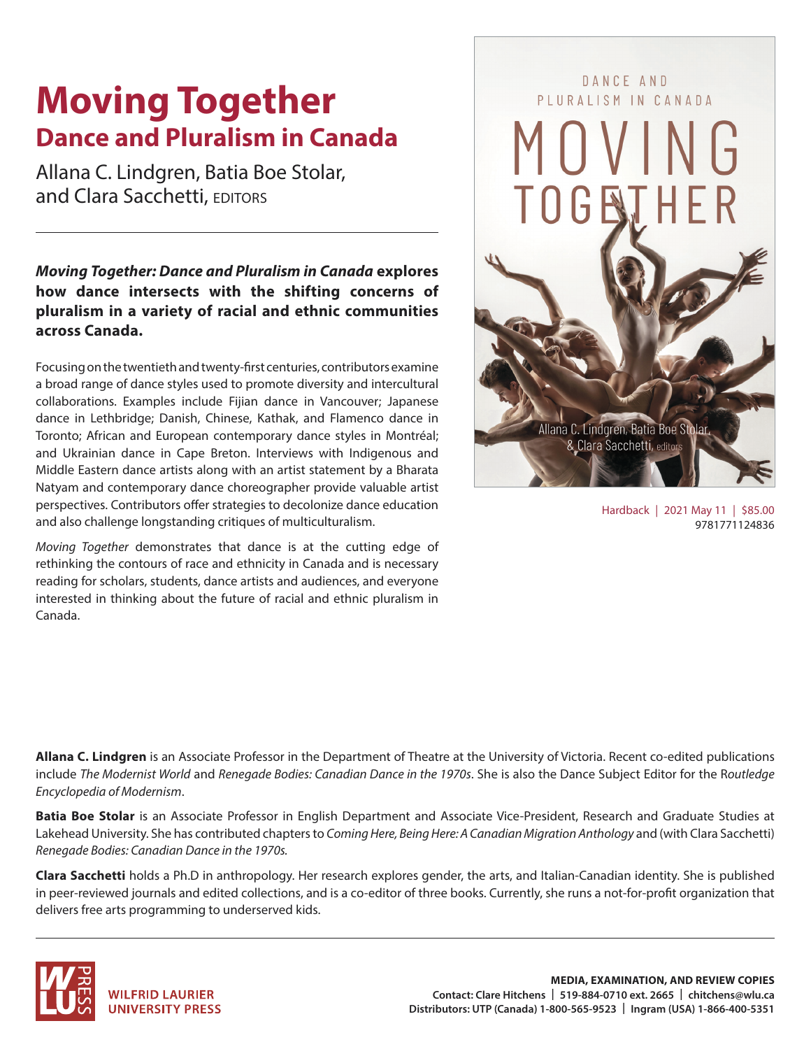# Moving Together

## Dance and Pluralism in Canada

Allana C. Lindgren, Batia Boe Stolar, and Clara Sacchetti, EDITORS

---

***Moving Together: Dance and Pluralism in Canada* explores how dance intersects with the shifting concerns of pluralism in a variety of racial and ethnic communities across Canada.**

Focusing on the twentieth and twenty-first centuries, contributors examine a broad range of dance styles used to promote diversity and intercultural collaborations. Examples include Fijian dance in Vancouver; Japanese dance in Lethbridge; Danish, Chinese, Kathak, and Flamenco dance in Toronto; African and European contemporary dance styles in Montréal; and Ukrainian dance in Cape Breton. Interviews with Indigenous and Middle Eastern dance artists along with an artist statement by a Bharata Natyam and contemporary dance choreographer provide valuable artist perspectives. Contributors offer strategies to decolonize dance education and also challenge longstanding critiques of multiculturalism.

*Moving Together* demonstrates that dance is at the cutting edge of rethinking the contours of race and ethnicity in Canada and is necessary reading for scholars, students, dance artists and audiences, and everyone interested in thinking about the future of racial and ethnic pluralism in Canada.

DANCE AND PLURALISM IN CANADA

MOVING TOGETHER

Allana C. Lindgren, Batia Boe Stolar, & Clara Sacchetti, editors

Hardback | 2021 May 11 | $85.00
9781771124836

**Allana C. Lindgren** is an Associate Professor in the Department of Theatre at the University of Victoria. Recent co-edited publications include *The Modernist World* and *Renegade Bodies: Canadian Dance in the 1970s*. She is also the Dance Subject Editor for the R*outledge Encyclopedia of Modernism*.

**Batia Boe Stolar** is an Associate Professor in English Department and Associate Vice-President, Research and Graduate Studies at Lakehead University. She has contributed chapters to *Coming Here, Being Here: A Canadian Migration Anthology* and (with Clara Sacchetti) *Renegade Bodies: Canadian Dance in the 1970s.*

**Clara Sacchetti** holds a Ph.D in anthropology. Her research explores gender, the arts, and Italian-Canadian identity. She is published in peer-reviewed journals and edited collections, and is a co-editor of three books. Currently, she runs a not-for-profit organization that delivers free arts programming to underserved kids.

---

WILFRID LAURIER UNIVERSITY PRESS

**MEDIA, EXAMINATION, AND REVIEW COPIES**
**Contact: Clare Hitchens | 519-884-0710 ext. 2665 | chitchens@wlu.ca**
**Distributors: UTP (Canada) 1-800-565-9523 | Ingram (USA) 1-866-400-5351**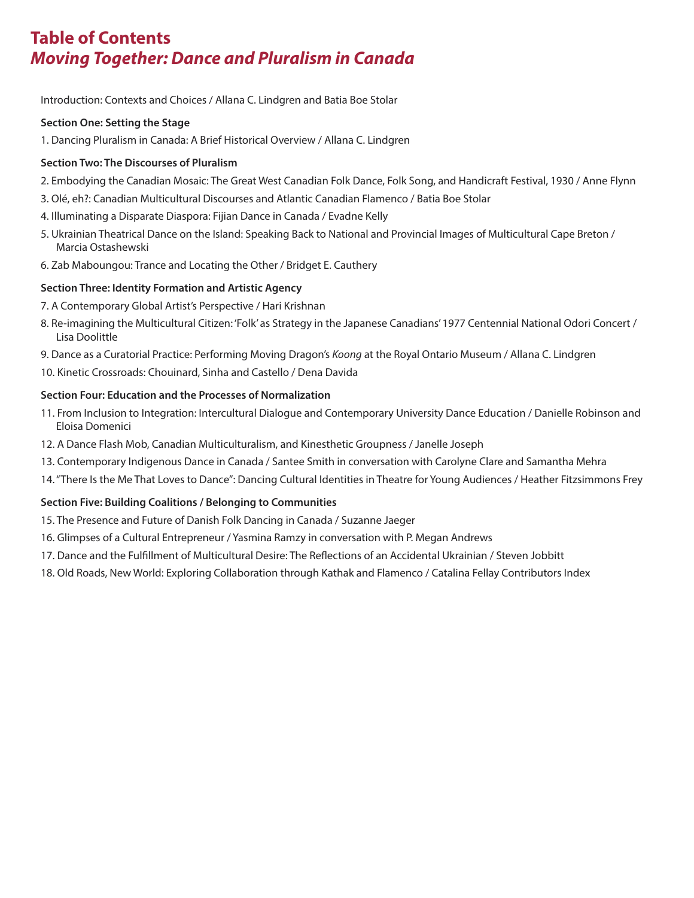# Table of Contents
## *Moving Together: Dance and Pluralism in Canada*

Introduction: Contexts and Choices / Allana C. Lindgren and Batia Boe Stolar

**Section One: Setting the Stage**

1. Dancing Pluralism in Canada: A Brief Historical Overview / Allana C. Lindgren

**Section Two: The Discourses of Pluralism**

2. Embodying the Canadian Mosaic: The Great West Canadian Folk Dance, Folk Song, and Handicraft Festival, 1930 / Anne Flynn
3. Olé, eh?: Canadian Multicultural Discourses and Atlantic Canadian Flamenco / Batia Boe Stolar
4. Illuminating a Disparate Diaspora: Fijian Dance in Canada / Evadne Kelly
5. Ukrainian Theatrical Dance on the Island: Speaking Back to National and Provincial Images of Multicultural Cape Breton / Marcia Ostashewski
6. Zab Maboungou: Trance and Locating the Other / Bridget E. Cauthery

**Section Three: Identity Formation and Artistic Agency**

7. A Contemporary Global Artist's Perspective / Hari Krishnan
8. Re-imagining the Multicultural Citizen: 'Folk' as Strategy in the Japanese Canadians' 1977 Centennial National Odori Concert / Lisa Doolittle
9. Dance as a Curatorial Practice: Performing Moving Dragon's *Koong* at the Royal Ontario Museum / Allana C. Lindgren
10. Kinetic Crossroads: Chouinard, Sinha and Castello / Dena Davida

**Section Four: Education and the Processes of Normalization**

11. From Inclusion to Integration: Intercultural Dialogue and Contemporary University Dance Education / Danielle Robinson and Eloisa Domenici
12. A Dance Flash Mob, Canadian Multiculturalism, and Kinesthetic Groupness / Janelle Joseph
13. Contemporary Indigenous Dance in Canada / Santee Smith in conversation with Carolyne Clare and Samantha Mehra
14. "There Is the Me That Loves to Dance": Dancing Cultural Identities in Theatre for Young Audiences / Heather Fitzsimmons Frey

**Section Five: Building Coalitions / Belonging to Communities**

15. The Presence and Future of Danish Folk Dancing in Canada / Suzanne Jaeger
16. Glimpses of a Cultural Entrepreneur / Yasmina Ramzy in conversation with P. Megan Andrews
17. Dance and the Fulfillment of Multicultural Desire: The Reflections of an Accidental Ukrainian / Steven Jobbitt
18. Old Roads, New World: Exploring Collaboration through Kathak and Flamenco / Catalina Fellay Contributors Index